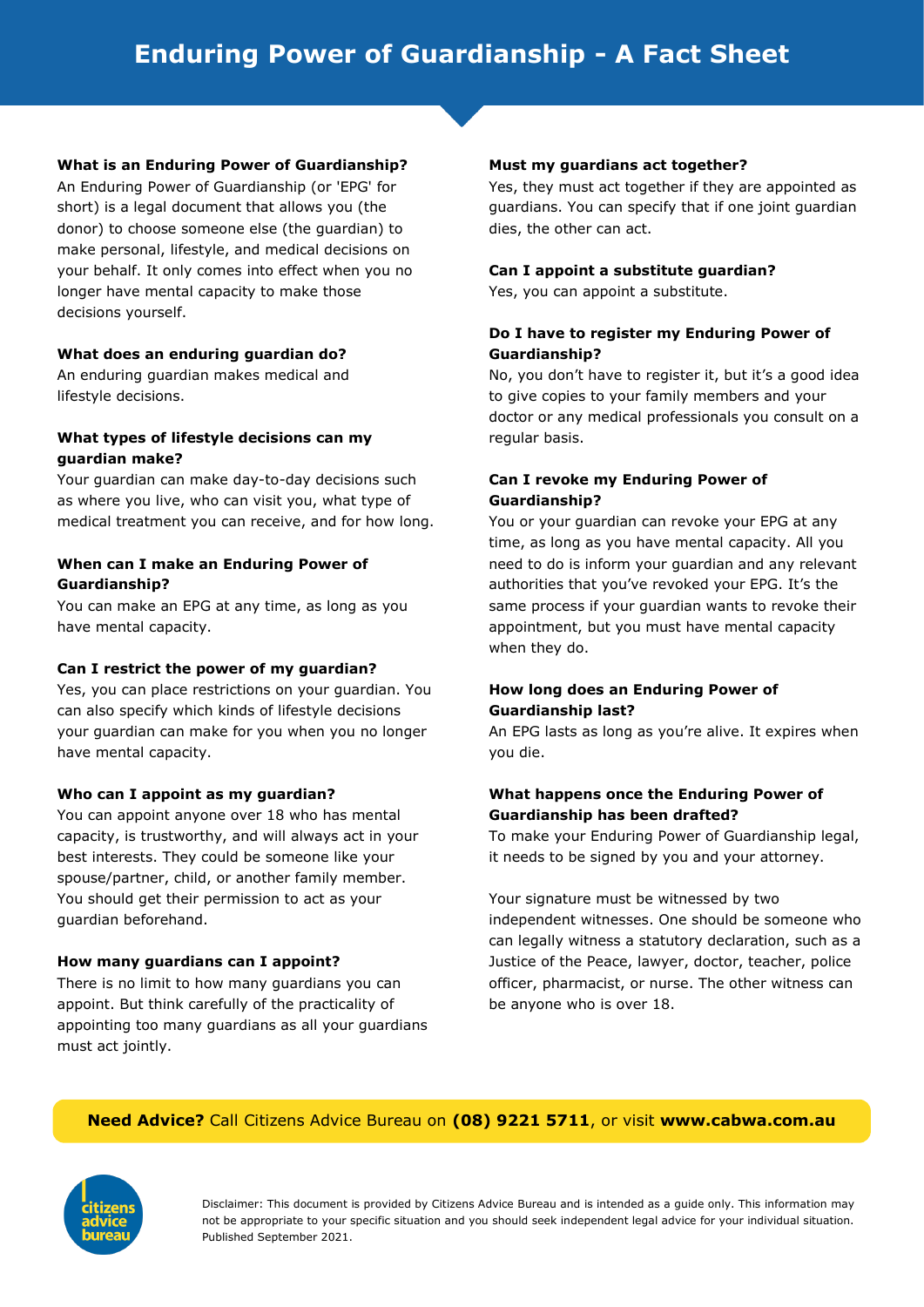# Enduring Power of Guardianship - A Fact Sheet

**What is an Enduring Power of Guardianship?**

An Enduring Power of Guardianship (or 'EPG' for short) is a legal document that allows you (the donor) to choose someone else (the guardian) to make personal, lifestyle, and medical decisions on your behalf. It only comes into effect when you no longer have mental capacity to make those decisions yourself.

**What does an enduring guardian do?**

An enduring guardian makes medical and lifestyle decisions.

**What types of lifestyle decisions can my guardian make?**

Your guardian can make day-to-day decisions such as where you live, who can visit you, what type of medical treatment you can receive, and for how long.

**When can I make an Enduring Power of Guardianship?**

You can make an EPG at any time, as long as you have mental capacity.

**Can I restrict the power of my guardian?**

Yes, you can place restrictions on your guardian. You can also specify which kinds of lifestyle decisions your guardian can make for you when you no longer have mental capacity.

**Who can I appoint as my guardian?**

You can appoint anyone over 18 who has mental capacity, is trustworthy, and will always act in your best interests. They could be someone like your spouse/partner, child, or another family member. You should get their permission to act as your guardian beforehand.

**How many guardians can I appoint?**

There is no limit to how many guardians you can appoint. But think carefully of the practicality of appointing too many guardians as all your guardians must act jointly.

**Must my guardians act together?**

Yes, they must act together if they are appointed as guardians. You can specify that if one joint guardian dies, the other can act.

**Can I appoint a substitute guardian?**

Yes, you can appoint a substitute.

**Do I have to register my Enduring Power of Guardianship?**

No, you don't have to register it, but it's a good idea to give copies to your family members and your doctor or any medical professionals you consult on a regular basis.

**Can I revoke my Enduring Power of Guardianship?**

You or your guardian can revoke your EPG at any time, as long as you have mental capacity. All you need to do is inform your guardian and any relevant authorities that you've revoked your EPG. It's the same process if your guardian wants to revoke their appointment, but you must have mental capacity when they do.

**How long does an Enduring Power of Guardianship last?**

An EPG lasts as long as you're alive. It expires when you die.

**What happens once the Enduring Power of Guardianship has been drafted?**

To make your Enduring Power of Guardianship legal, it needs to be signed by you and your attorney.

Your signature must be witnessed by two independent witnesses. One should be someone who can legally witness a statutory declaration, such as a Justice of the Peace, lawyer, doctor, teacher, police officer, pharmacist, or nurse. The other witness can be anyone who is over 18.

**Need Advice?** Call Citizens Advice Bureau on **(08) 9221 5711**, or visit **www.cabwa.com.au**

citizens advice bureau

Disclaimer: This document is provided by Citizens Advice Bureau and is intended as a guide only. This information may not be appropriate to your specific situation and you should seek independent legal advice for your individual situation. Published September 2021.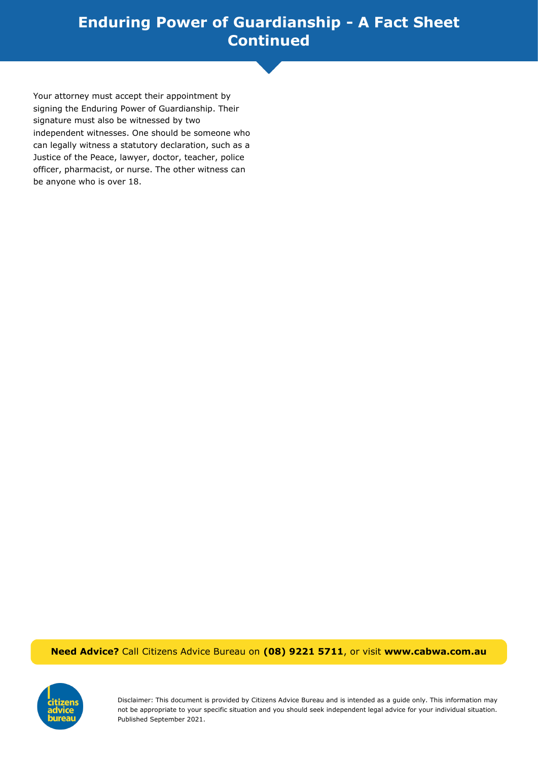# Enduring Power of Guardianship - A Fact Sheet Continued

Your attorney must accept their appointment by signing the Enduring Power of Guardianship. Their signature must also be witnessed by two independent witnesses. One should be someone who can legally witness a statutory declaration, such as a Justice of the Peace, lawyer, doctor, teacher, police officer, pharmacist, or nurse. The other witness can be anyone who is over 18.

**Need Advice?** Call Citizens Advice Bureau on **(08) 9221 5711**, or visit **www.cabwa.com.au**

citizens advice bureau

Disclaimer: This document is provided by Citizens Advice Bureau and is intended as a guide only. This information may not be appropriate to your specific situation and you should seek independent legal advice for your individual situation. Published September 2021.